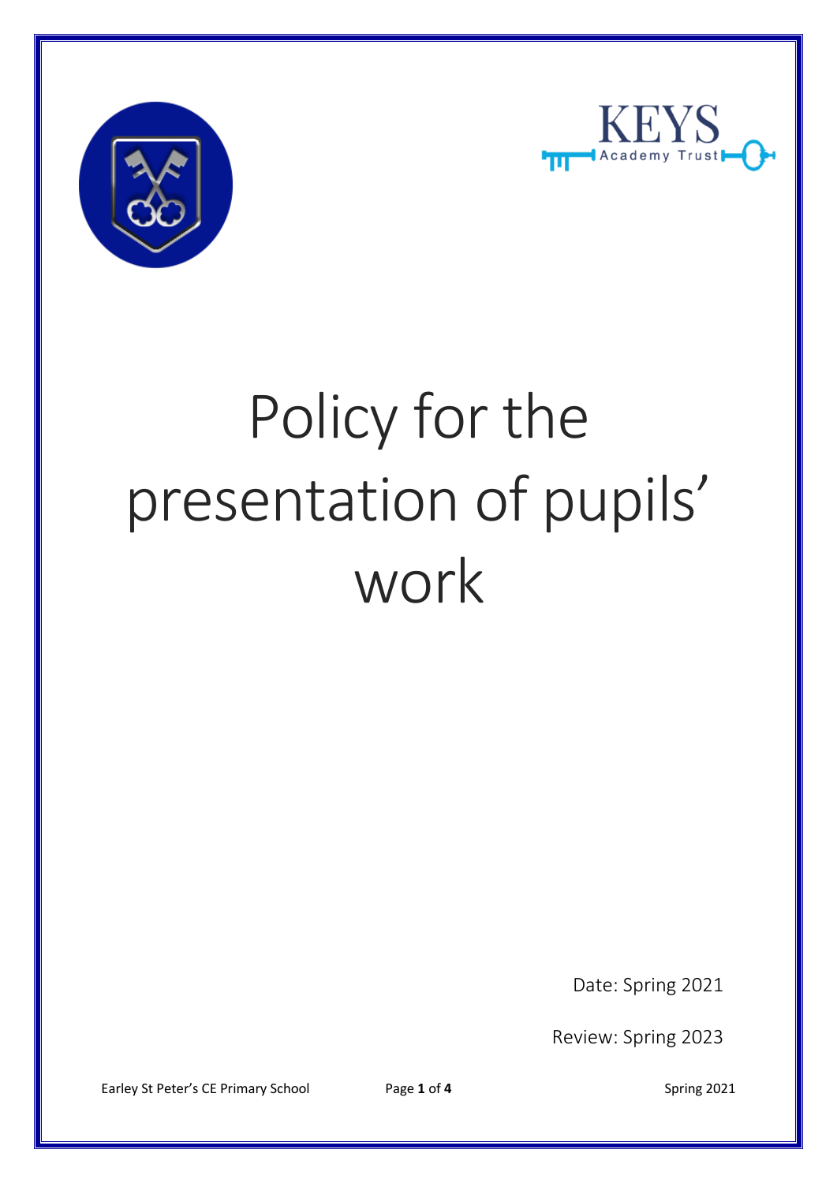# Policy for the presentation of pupils' work

Date: Spring 2021

Review: Spring 2023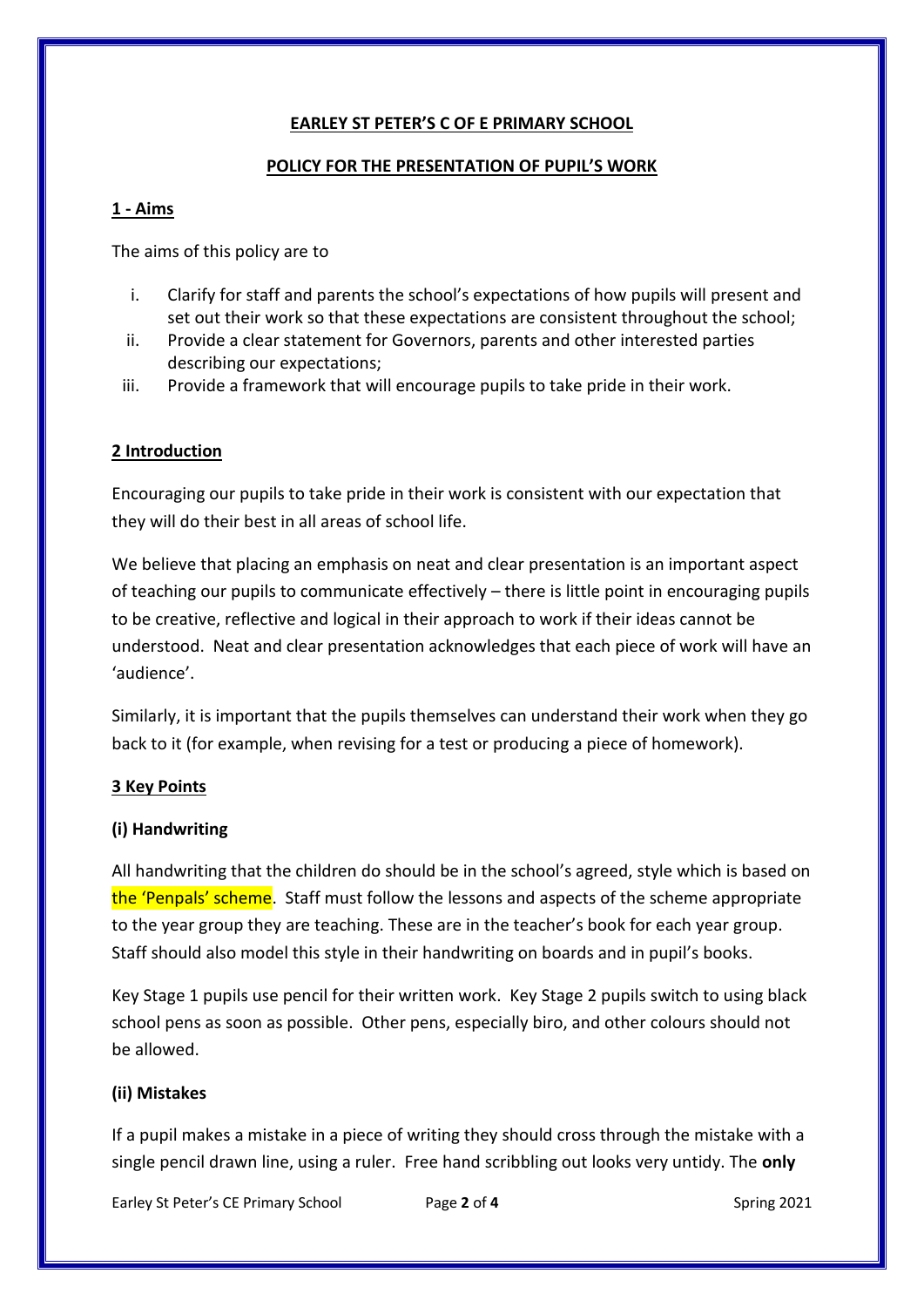**EARLEY ST PETER'S C OF E PRIMARY SCHOOL**

**POLICY FOR THE PRESENTATION OF PUPIL'S WORK**

## 1 - Aims

The aims of this policy are to

i. Clarify for staff and parents the school's expectations of how pupils will present and set out their work so that these expectations are consistent throughout the school;
ii. Provide a clear statement for Governors, parents and other interested parties describing our expectations;
iii. Provide a framework that will encourage pupils to take pride in their work.

## 2 Introduction

Encouraging our pupils to take pride in their work is consistent with our expectation that they will do their best in all areas of school life.

We believe that placing an emphasis on neat and clear presentation is an important aspect of teaching our pupils to communicate effectively – there is little point in encouraging pupils to be creative, reflective and logical in their approach to work if their ideas cannot be understood. Neat and clear presentation acknowledges that each piece of work will have an 'audience'.

Similarly, it is important that the pupils themselves can understand their work when they go back to it (for example, when revising for a test or producing a piece of homework).

## 3 Key Points

### (i) Handwriting

All handwriting that the children do should be in the school's agreed, style which is based on the 'Penpals' scheme. Staff must follow the lessons and aspects of the scheme appropriate to the year group they are teaching. These are in the teacher's book for each year group. Staff should also model this style in their handwriting on boards and in pupil's books.

Key Stage 1 pupils use pencil for their written work. Key Stage 2 pupils switch to using black school pens as soon as possible. Other pens, especially biro, and other colours should not be allowed.

### (ii) Mistakes

If a pupil makes a mistake in a piece of writing they should cross through the mistake with a single pencil drawn line, using a ruler. Free hand scribbling out looks very untidy. The **only**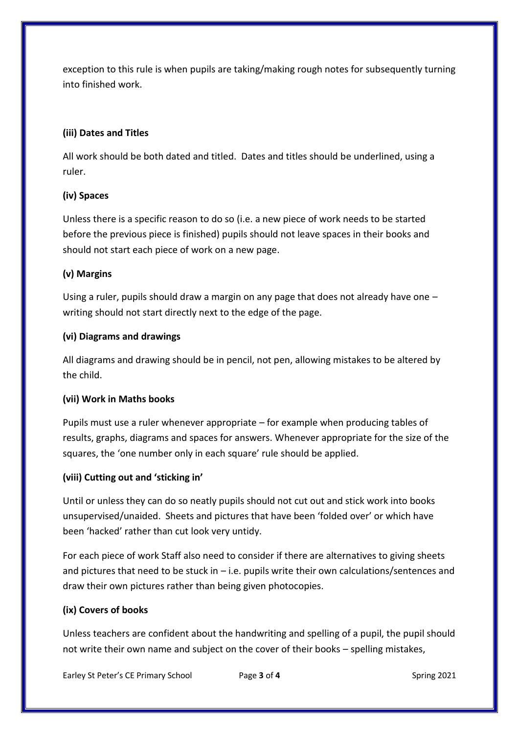exception to this rule is when pupils are taking/making rough notes for subsequently turning into finished work.

**(iii) Dates and Titles**

All work should be both dated and titled. Dates and titles should be underlined, using a ruler.

**(iv) Spaces**

Unless there is a specific reason to do so (i.e. a new piece of work needs to be started before the previous piece is finished) pupils should not leave spaces in their books and should not start each piece of work on a new page.

**(v) Margins**

Using a ruler, pupils should draw a margin on any page that does not already have one – writing should not start directly next to the edge of the page.

**(vi) Diagrams and drawings**

All diagrams and drawing should be in pencil, not pen, allowing mistakes to be altered by the child.

**(vii) Work in Maths books**

Pupils must use a ruler whenever appropriate – for example when producing tables of results, graphs, diagrams and spaces for answers. Whenever appropriate for the size of the squares, the 'one number only in each square' rule should be applied.

**(viii) Cutting out and 'sticking in'**

Until or unless they can do so neatly pupils should not cut out and stick work into books unsupervised/unaided. Sheets and pictures that have been 'folded over' or which have been 'hacked' rather than cut look very untidy.

For each piece of work Staff also need to consider if there are alternatives to giving sheets and pictures that need to be stuck in – i.e. pupils write their own calculations/sentences and draw their own pictures rather than being given photocopies.

**(ix) Covers of books**

Unless teachers are confident about the handwriting and spelling of a pupil, the pupil should not write their own name and subject on the cover of their books – spelling mistakes,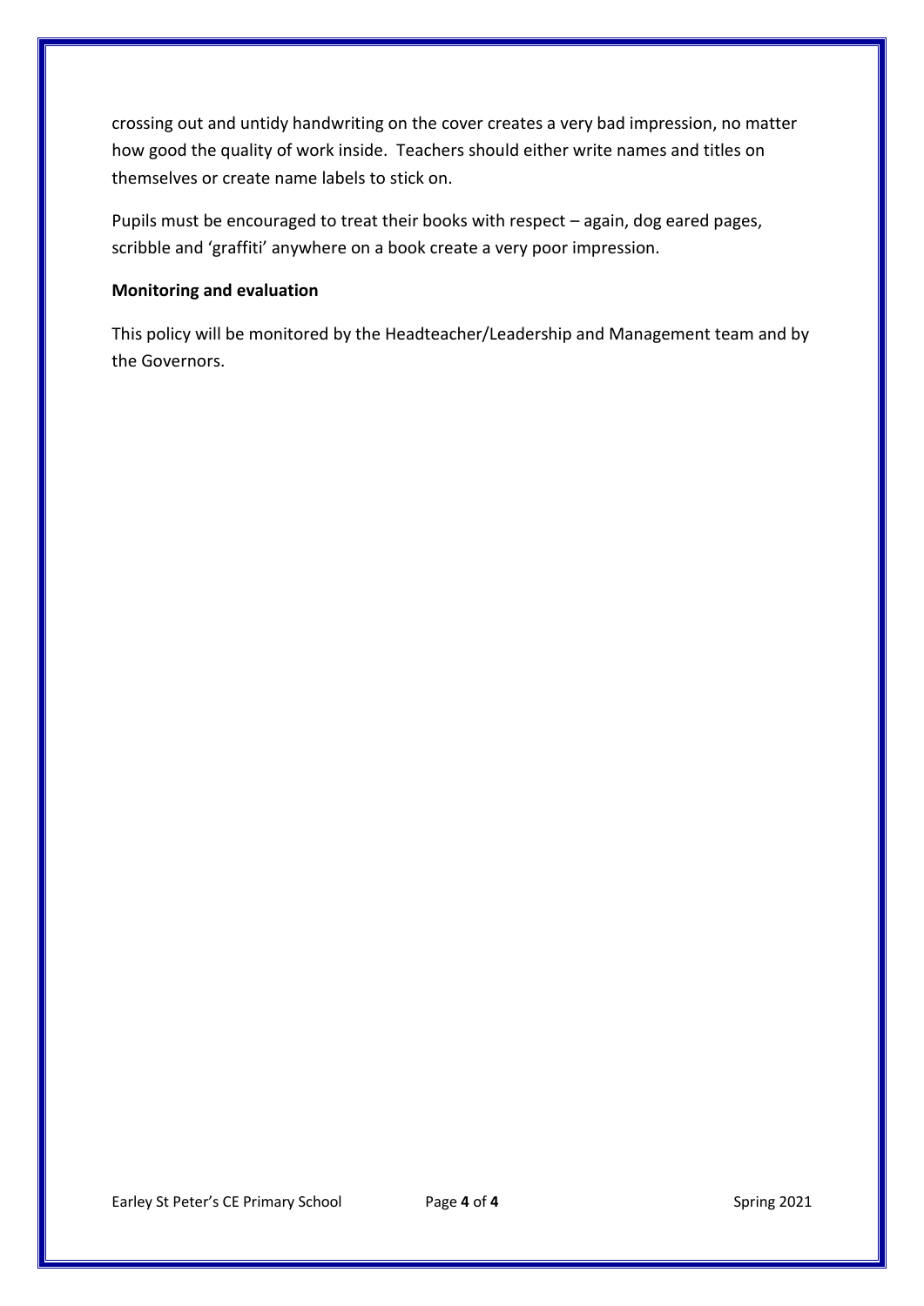crossing out and untidy handwriting on the cover creates a very bad impression, no matter how good the quality of work inside. Teachers should either write names and titles on themselves or create name labels to stick on.

Pupils must be encouraged to treat their books with respect – again, dog eared pages, scribble and 'graffiti' anywhere on a book create a very poor impression.

**Monitoring and evaluation**

This policy will be monitored by the Headteacher/Leadership and Management team and by the Governors.